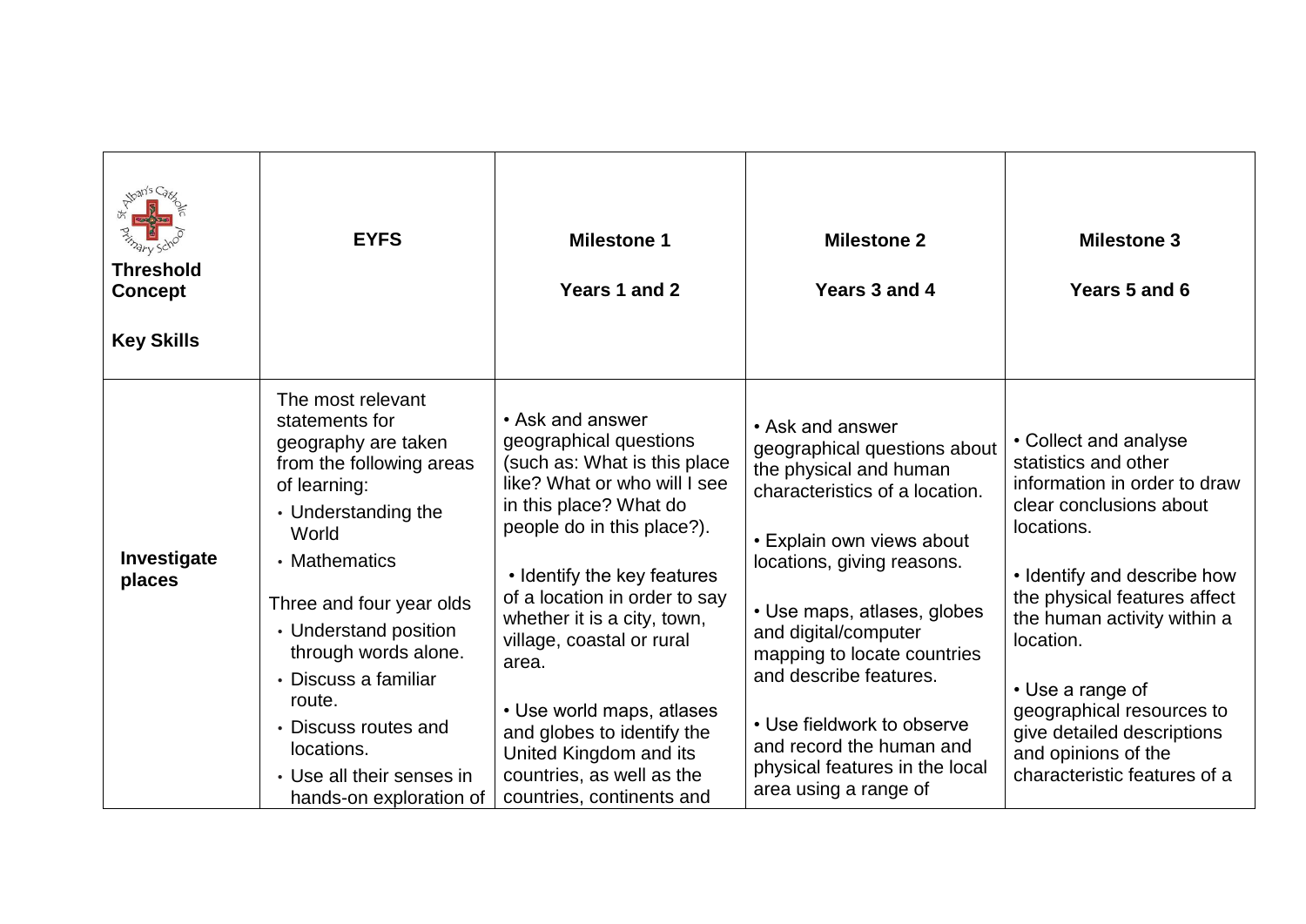| Threshold Concept<br><br>Key Skills | EYFS | Milestone 1<br><br>Years 1 and 2 | Milestone 2<br><br>Years 3 and 4 | Milestone 3<br><br>Years 5 and 6 |
|---|---|---|---|---|
| **Investigate places** | The most relevant statements for geography are taken from the following areas of learning:<br>• Understanding the World<br>• Mathematics<br><br>Three and four year olds<br>• Understand position through words alone.<br>• Discuss a familiar route.<br>• Discuss routes and locations.<br>• Use all their senses in hands-on exploration of | • Ask and answer geographical questions (such as: What is this place like? What or who will I see in this place? What do people do in this place?).<br><br>• Identify the key features of a location in order to say whether it is a city, town, village, coastal or rural area.<br><br>• Use world maps, atlases and globes to identify the United Kingdom and its countries, as well as the countries, continents and | • Ask and answer geographical questions about the physical and human characteristics of a location.<br><br>• Explain own views about locations, giving reasons.<br><br>• Use maps, atlases, globes and digital/computer mapping to locate countries and describe features.<br><br>• Use fieldwork to observe and record the human and physical features in the local area using a range of | • Collect and analyse statistics and other information in order to draw clear conclusions about locations.<br><br>• Identify and describe how the physical features affect the human activity within a location.<br><br>• Use a range of geographical resources to give detailed descriptions and opinions of the characteristic features of a |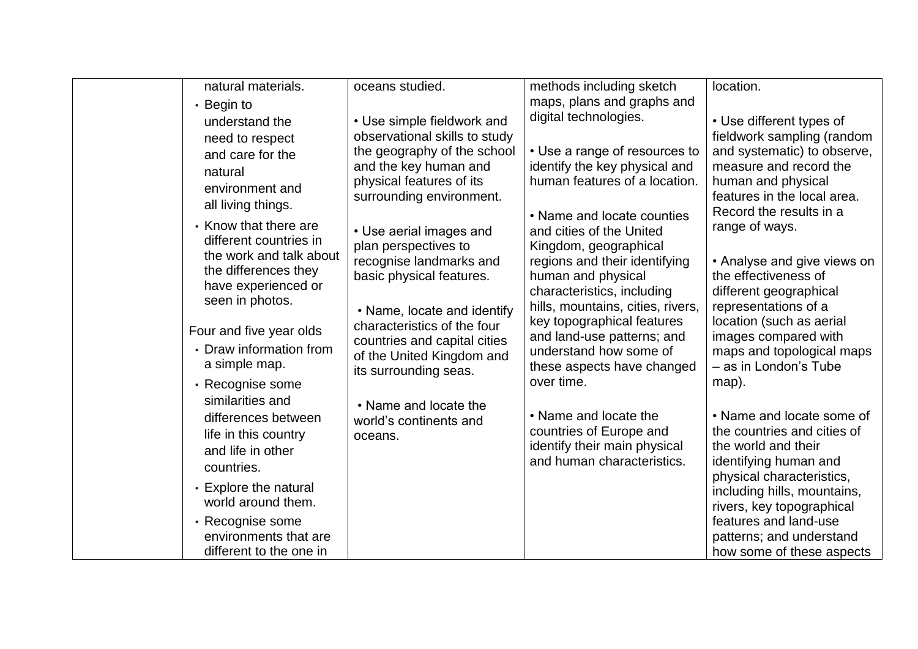|  |  |  |  |  |
|---|---|---|---|---|
|  | natural materials.<br>• Begin to understand the need to respect and care for the natural environment and all living things.<br>• Know that there are different countries in the work and talk about the differences they have experienced or seen in photos.<br><br>Four and five year olds<br>• Draw information from a simple map.<br>• Recognise some similarities and differences between life in this country and life in other countries.<br>• Explore the natural world around them.<br>• Recognise some environments that are different to the one in | oceans studied.<br><br>• Use simple fieldwork and observational skills to study the geography of the school and the key human and physical features of its surrounding environment.<br><br>• Use aerial images and plan perspectives to recognise landmarks and basic physical features.<br><br>• Name, locate and identify characteristics of the four countries and capital cities of the United Kingdom and its surrounding seas.<br><br>• Name and locate the world's continents and oceans. | methods including sketch maps, plans and graphs and digital technologies.<br><br>• Use a range of resources to identify the key physical and human features of a location.<br><br>• Name and locate counties and cities of the United Kingdom, geographical regions and their identifying human and physical characteristics, including hills, mountains, cities, rivers, key topographical features and land-use patterns; and understand how some of these aspects have changed over time.<br><br>• Name and locate the countries of Europe and identify their main physical and human characteristics. | location.<br><br>• Use different types of fieldwork sampling (random and systematic) to observe, measure and record the human and physical features in the local area. Record the results in a range of ways.<br><br>• Analyse and give views on the effectiveness of different geographical representations of a location (such as aerial images compared with maps and topological maps – as in London's Tube map).<br><br>• Name and locate some of the countries and cities of the world and their identifying human and physical characteristics, including hills, mountains, rivers, key topographical features and land-use patterns; and understand how some of these aspects |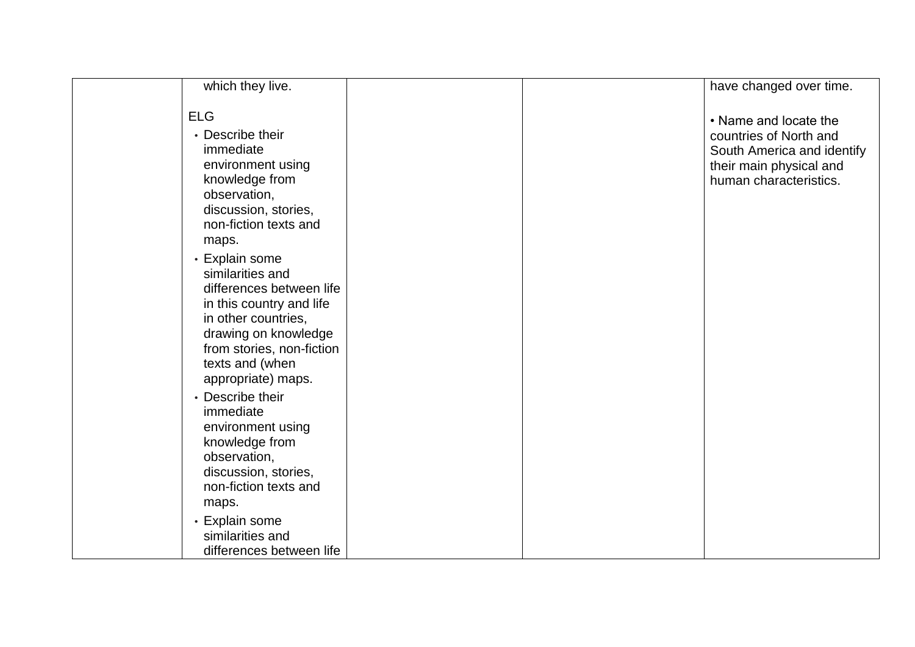|  | which they live.<br><br>ELG<br>• Describe their immediate environment using knowledge from observation, discussion, stories, non-fiction texts and maps.<br>• Explain some similarities and differences between life in this country and life in other countries, drawing on knowledge from stories, non-fiction texts and (when appropriate) maps.<br>• Describe their immediate environment using knowledge from observation, discussion, stories, non-fiction texts and maps.<br>• Explain some similarities and differences between life |  |  | have changed over time.<br><br>• Name and locate the countries of North and South America and identify their main physical and human characteristics. |
|---|---|---|---|---|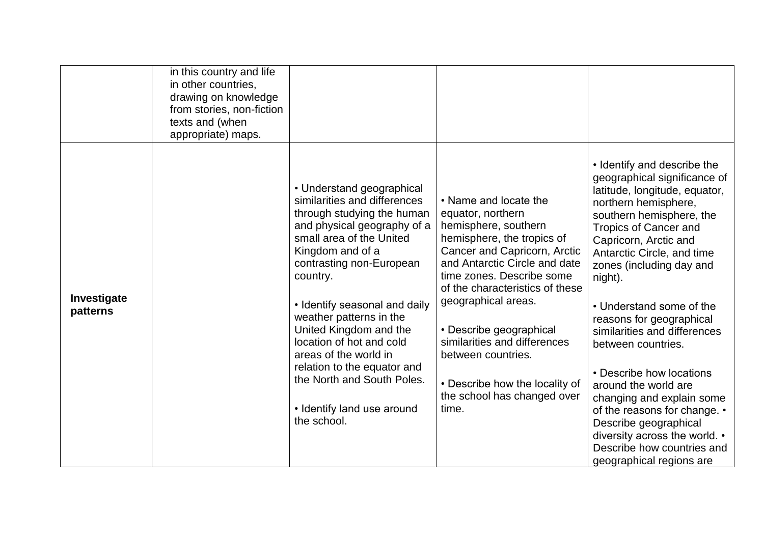| | | | | |
|---|---|---|---|---|
| | in this country and life in other countries, drawing on knowledge from stories, non-fiction texts and (when appropriate) maps. | | | |
| **Investigate patterns** | | • Understand geographical similarities and differences through studying the human and physical geography of a small area of the United Kingdom and of a contrasting non-European country.<br><br>• Identify seasonal and daily weather patterns in the United Kingdom and the location of hot and cold areas of the world in relation to the equator and the North and South Poles.<br><br>• Identify land use around the school. | • Name and locate the equator, northern hemisphere, southern hemisphere, the tropics of Cancer and Capricorn, Arctic and Antarctic Circle and date time zones. Describe some of the characteristics of these geographical areas.<br><br>• Describe geographical similarities and differences between countries.<br><br>• Describe how the locality of the school has changed over time. | • Identify and describe the geographical significance of latitude, longitude, equator, northern hemisphere, southern hemisphere, the Tropics of Cancer and Capricorn, Arctic and Antarctic Circle, and time zones (including day and night).<br><br>• Understand some of the reasons for geographical similarities and differences between countries.<br><br>• Describe how locations around the world are changing and explain some of the reasons for change. • Describe geographical diversity across the world. • Describe how countries and geographical regions are |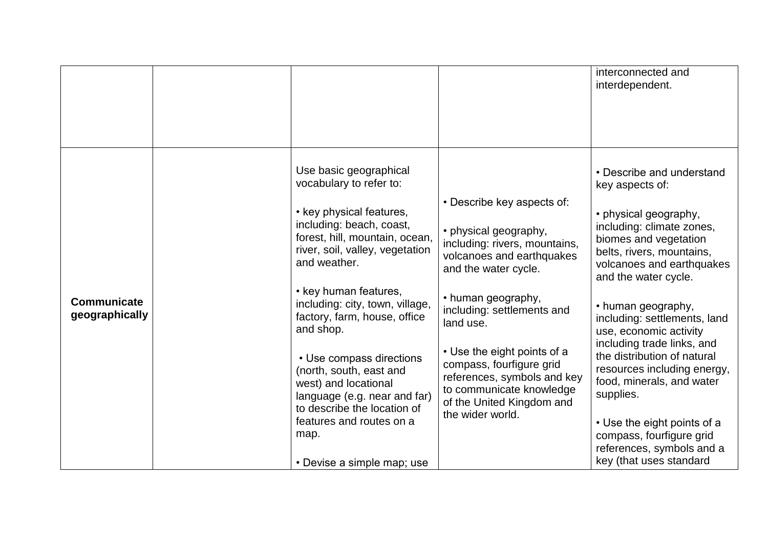| | | | | |
|---|---|---|---|---|
| | | | | interconnected and interdependent. |
| **Communicate geographically** | | Use basic geographical vocabulary to refer to:<br><br>• key physical features, including: beach, coast, forest, hill, mountain, ocean, river, soil, valley, vegetation and weather.<br><br>• key human features, including: city, town, village, factory, farm, house, office and shop.<br><br>• Use compass directions (north, south, east and west) and locational language (e.g. near and far) to describe the location of features and routes on a map.<br><br>• Devise a simple map; use | • Describe key aspects of:<br><br>• physical geography, including: rivers, mountains, volcanoes and earthquakes and the water cycle.<br><br>• human geography, including: settlements and land use.<br><br>• Use the eight points of a compass, fourfigure grid references, symbols and key to communicate knowledge of the United Kingdom and the wider world. | • Describe and understand key aspects of:<br><br>• physical geography, including: climate zones, biomes and vegetation belts, rivers, mountains, volcanoes and earthquakes and the water cycle.<br><br>• human geography, including: settlements, land use, economic activity including trade links, and the distribution of natural resources including energy, food, minerals, and water supplies.<br><br>• Use the eight points of a compass, fourfigure grid references, symbols and a key (that uses standard |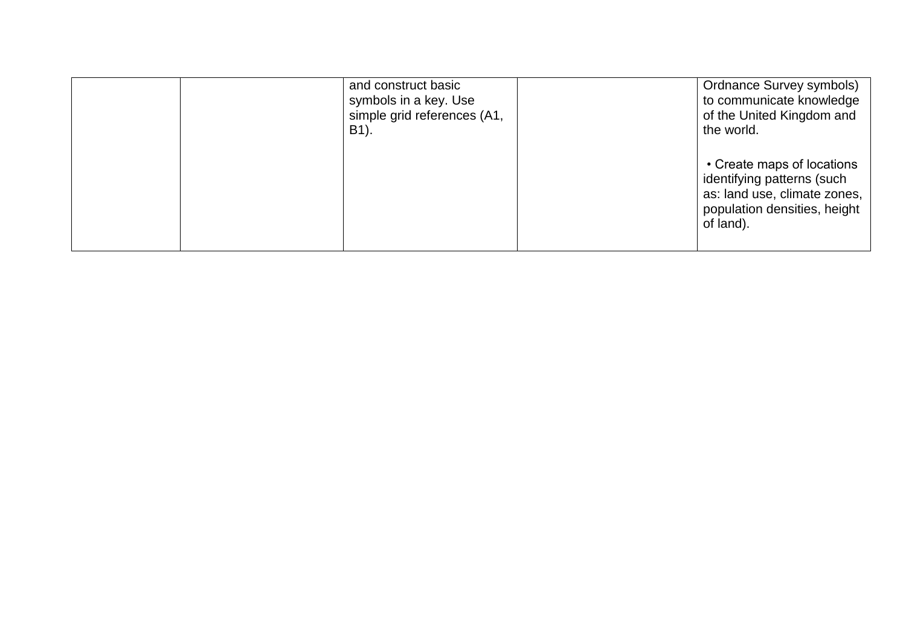| | | | | |
|---|---|---|---|---|
| | | and construct basic symbols in a key. Use simple grid references (A1, B1). | | Ordnance Survey symbols) to communicate knowledge of the United Kingdom and the world.<br><br>• Create maps of locations identifying patterns (such as: land use, climate zones, population densities, height of land). |